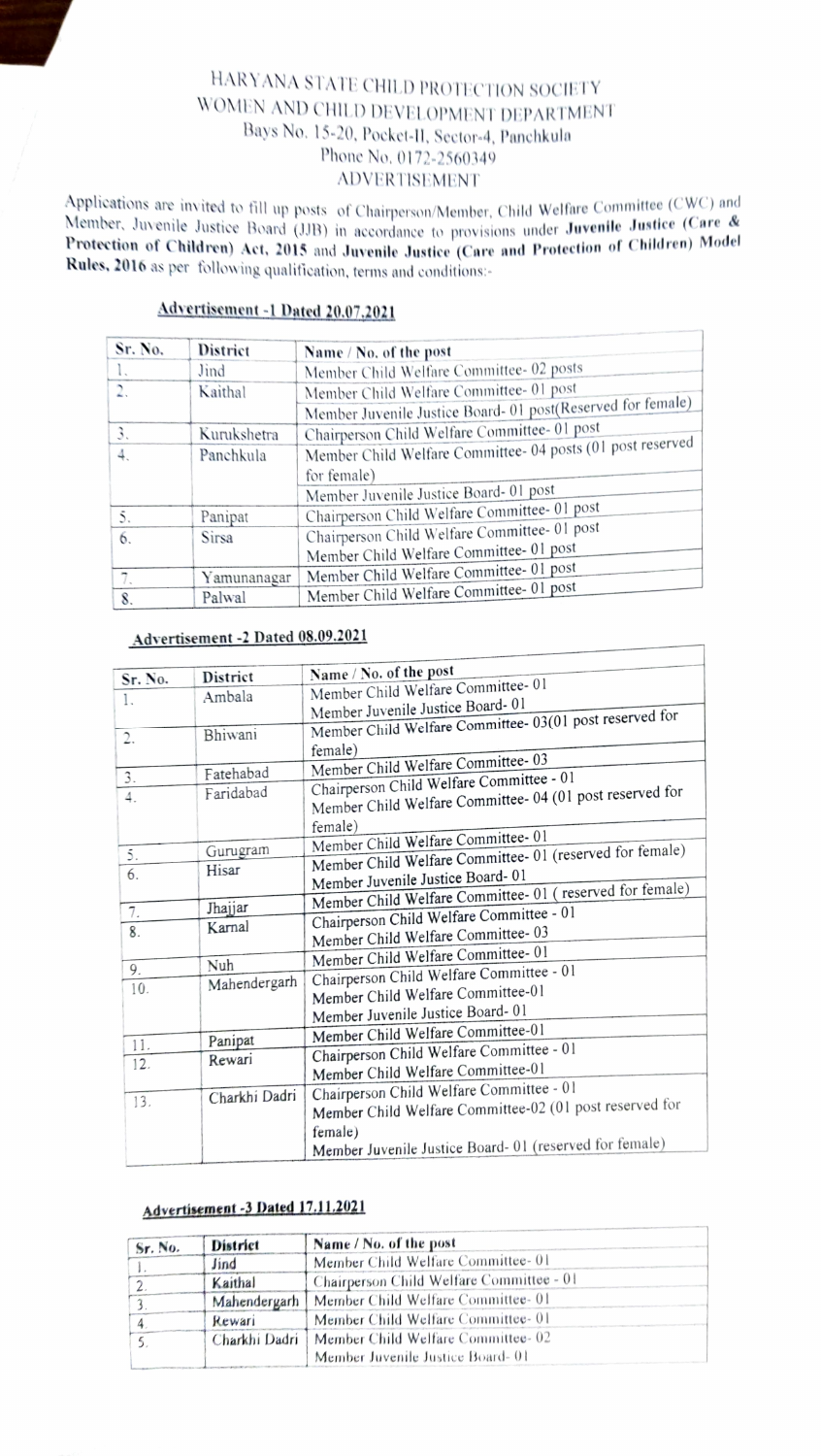# HARYANA STATE CHILD PROTECTION SOCIETY
## WOMEN AND CHILD DEVELOPMENT DEPARTMENT

Bays No. 15-20, Pocket-II, Sector-4, Panchkula
Phone No. 0172-2560349

## ADVERTISEMENT

Applications are invited to fill up posts of Chairperson/Member, Child Welfare Committee (CWC) and Member, Juvenile Justice Board (JJB) in accordance to provisions under **Juvenile Justice (Care & Protection of Children) Act, 2015** and **Juvenile Justice (Care and Protection of Children) Model Rules, 2016** as per following qualification, terms and conditions:-

### Advertisement -1 Dated 20.07.2021

| Sr. No. | District | Name / No. of the post |
|---|---|---|
| 1. | Jind | Member Child Welfare Committee- 02 posts |
| 2. | Kaithal | Member Child Welfare Committee- 01 post<br>Member Juvenile Justice Board- 01 post(Reserved for female) |
| 3. | Kurukshetra | Chairperson Child Welfare Committee- 01 post |
| 4. | Panchkula | Member Child Welfare Committee- 04 posts (01 post reserved for female)<br>Member Juvenile Justice Board- 01 post |
| 5. | Panipat | Chairperson Child Welfare Committee- 01 post |
| 6. | Sirsa | Chairperson Child Welfare Committee- 01 post<br>Member Child Welfare Committee- 01 post |
| 7. | Yamunanagar | Member Child Welfare Committee- 01 post |
| 8. | Palwal | Member Child Welfare Committee- 01 post |

### Advertisement -2 Dated 08.09.2021

| Sr. No. | District | Name / No. of the post |
|---|---|---|
| 1. | Ambala | Member Child Welfare Committee- 01<br>Member Juvenile Justice Board- 01 |
| 2. | Bhiwani | Member Child Welfare Committee- 03(01 post reserved for female) |
| 3. | Fatehabad | Member Child Welfare Committee- 03 |
| 4. | Faridabad | Chairperson Child Welfare Committee - 01<br>Member Child Welfare Committee- 04 (01 post reserved for female) |
| 5. | Gurugram | Member Child Welfare Committee- 01 |
| 6. | Hisar | Member Child Welfare Committee- 01 (reserved for female)<br>Member Juvenile Justice Board- 01 |
| 7. | Jhajjar | Member Child Welfare Committee- 01 ( reserved for female) |
| 8. | Karnal | Chairperson Child Welfare Committee - 01<br>Member Child Welfare Committee- 03 |
| 9. | Nuh | Member Child Welfare Committee- 01 |
| 10. | Mahendergarh | Chairperson Child Welfare Committee - 01<br>Member Child Welfare Committee-01<br>Member Juvenile Justice Board- 01 |
| 11. | Panipat | Member Child Welfare Committee-01 |
| 12. | Rewari | Chairperson Child Welfare Committee - 01<br>Member Child Welfare Committee-01 |
| 13. | Charkhi Dadri | Chairperson Child Welfare Committee - 01<br>Member Child Welfare Committee-02 (01 post reserved for female)<br>Member Juvenile Justice Board- 01 (reserved for female) |

### Advertisement -3 Dated 17.11.2021

| Sr. No. | District | Name / No. of the post |
|---|---|---|
| 1. | Jind | Member Child Welfare Committee- 01 |
| 2. | Kaithal | Chairperson Child Welfare Committee - 01 |
| 3. | Mahendergarh | Member Child Welfare Committee- 01 |
| 4 | Rewari | Member Child Welfare Committee- 01 |
| 5. | Charkhi Dadri | Member Child Welfare Committee- 02<br>Member Juvenile Justice Board- 01 |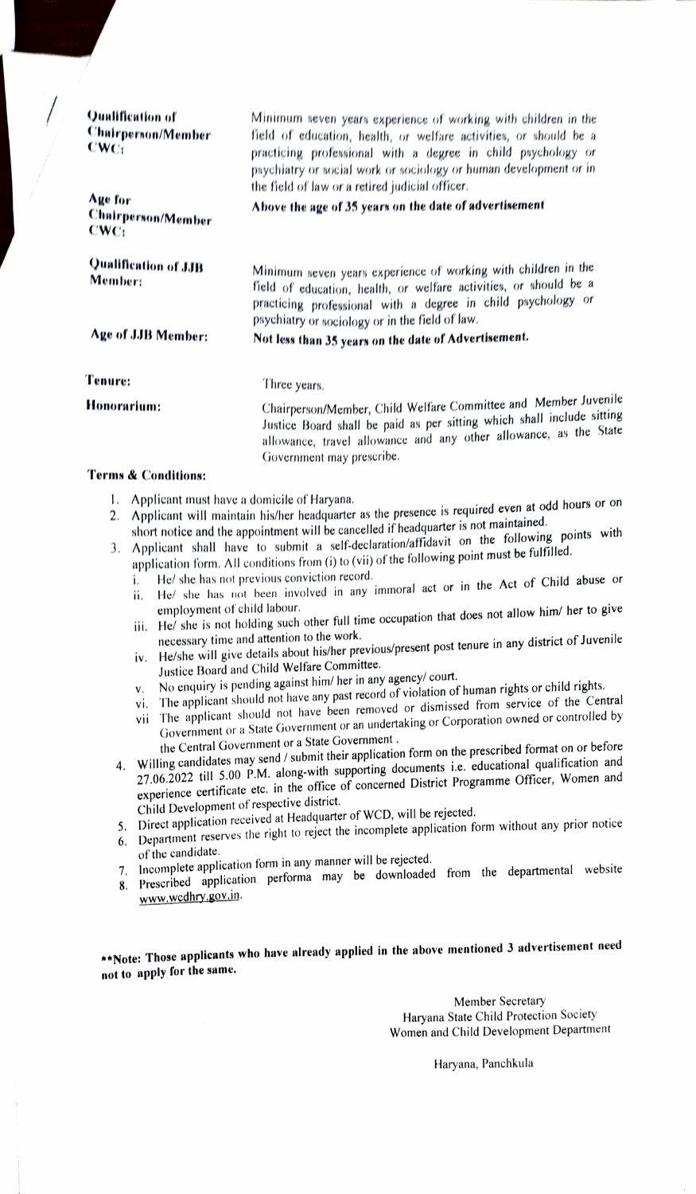| | |
|---|---|
| **Qualification of Chairperson/Member CWC:** | Minimum seven years experience of working with children in the field of education, health, or welfare activities, or should be a practicing professional with a degree in child psychology or psychiatry or social work or sociology or human development or in the field of law or a retired judicial officer. |
| **Age for Chairperson/Member CWC:** | **Above the age of 35 years on the date of advertisement** |
| **Qualification of JJB Member:** | Minimum seven years experience of working with children in the field of education, health, or welfare activities, or should be a practicing professional with a degree in child psychology or psychiatry or sociology or in the field of law. |
| **Age of JJB Member:** | **Not less than 35 years on the date of Advertisement.** |
| **Tenure:** | Three years. |
| **Honorarium:** | Chairperson/Member, Child Welfare Committee and Member Juvenile Justice Board shall be paid as per sitting which shall include sitting allowance, travel allowance and any other allowance, as the State Government may prescribe. |

**Terms & Conditions:**

1. Applicant must have a domicile of Haryana.
2. Applicant will maintain his/her headquarter as the presence is required even at odd hours or on short notice and the appointment will be cancelled if headquarter is not maintained.
3. Applicant shall have to submit a self-declaration/affidavit on the following points with application form. All conditions from (i) to (vii) of the following point must be fulfilled.
   i. He/ she has not previous conviction record.
   ii. He/ she has not been involved in any immoral act or in the Act of Child abuse or employment of child labour.
   iii. He/ she is not holding such other full time occupation that does not allow him/ her to give necessary time and attention to the work.
   iv. He/she will give details about his/her previous/present post tenure in any district of Juvenile Justice Board and Child Welfare Committee.
   v. No enquiry is pending against him/ her in any agency/ court.
   vi. The applicant should not have any past record of violation of human rights or child rights.
   vii The applicant should not have been removed or dismissed from service of the Central Government or a State Government or an undertaking or Corporation owned or controlled by the Central Government or a State Government .
4. Willing candidates may send / submit their application form on the prescribed format on or before 27.06.2022 till 5.00 P.M. along-with supporting documents i.e. educational qualification and experience certificate etc. in the office of concerned District Programme Officer, Women and Child Development of respective district.
5. Direct application received at Headquarter of WCD, will be rejected.
6. Department reserves the right to reject the incomplete application form without any prior notice of the candidate.
7. Incomplete application form in any manner will be rejected.
8. Prescribed application performa may be downloaded from the departmental website www.wcdhry.gov.in.

****Note: Those applicants who have already applied in the above mentioned 3 advertisement need not to apply for the same.**

Member Secretary
Haryana State Child Protection Society
Women and Child Development Department

Haryana, Panchkula